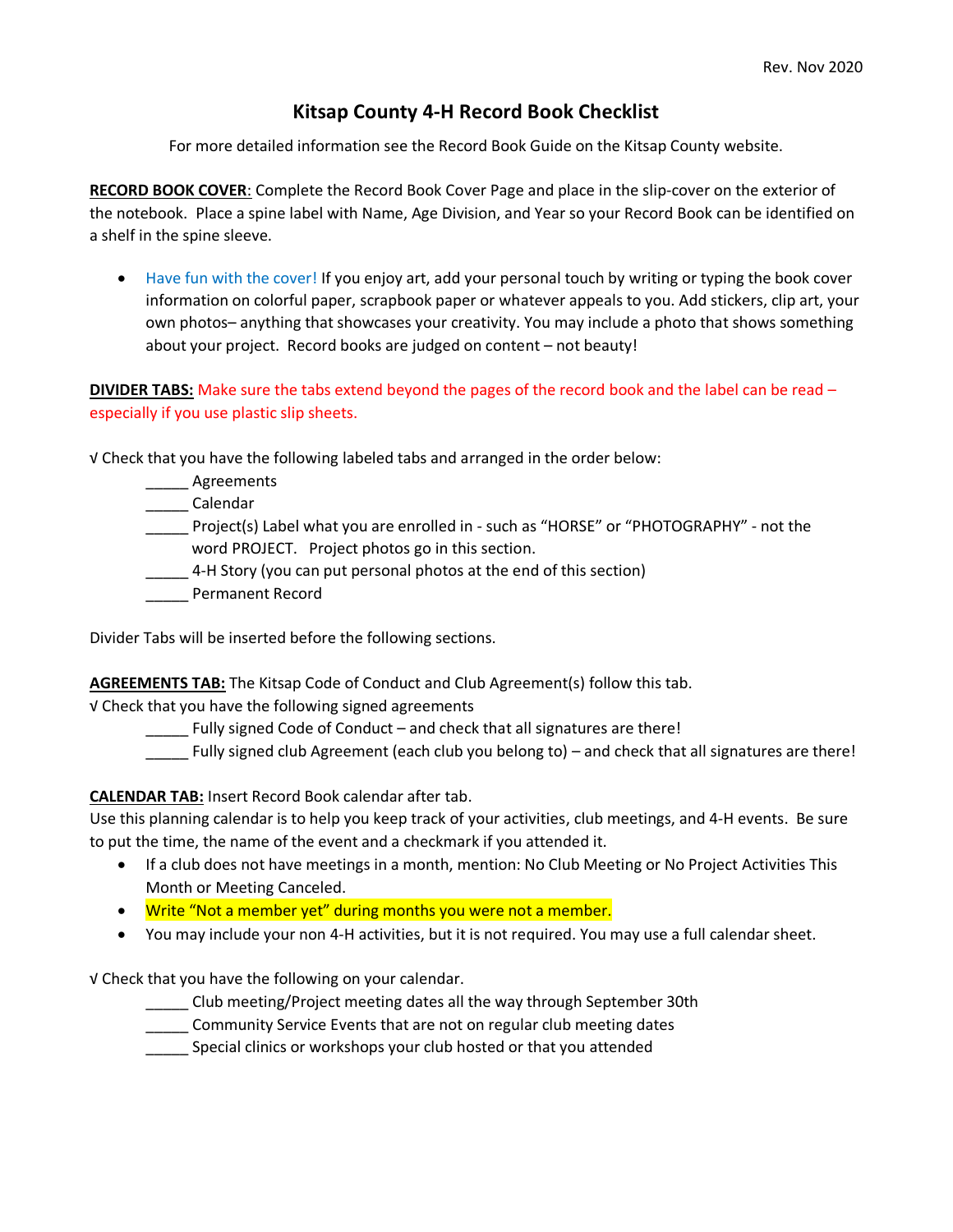Rev. Nov 2020

# Kitsap County 4-H Record Book Checklist

For more detailed information see the Record Book Guide on the Kitsap County website.

**RECORD BOOK COVER**: Complete the Record Book Cover Page and place in the slip-cover on the exterior of the notebook. Place a spine label with Name, Age Division, and Year so your Record Book can be identified on a shelf in the spine sleeve.

- Have fun with the cover! If you enjoy art, add your personal touch by writing or typing the book cover information on colorful paper, scrapbook paper or whatever appeals to you. Add stickers, clip art, your own photos– anything that showcases your creativity. You may include a photo that shows something about your project. Record books are judged on content – not beauty!

**DIVIDER TABS:** Make sure the tabs extend beyond the pages of the record book and the label can be read – especially if you use plastic slip sheets.

√ Check that you have the following labeled tabs and arranged in the order below:

_____ Agreements
_____ Calendar
_____ Project(s) Label what you are enrolled in - such as "HORSE" or "PHOTOGRAPHY" - not the word PROJECT. Project photos go in this section.
_____ 4-H Story (you can put personal photos at the end of this section)
_____ Permanent Record

Divider Tabs will be inserted before the following sections.

**AGREEMENTS TAB:** The Kitsap Code of Conduct and Club Agreement(s) follow this tab.

√ Check that you have the following signed agreements

_____ Fully signed Code of Conduct – and check that all signatures are there!
_____ Fully signed club Agreement (each club you belong to) – and check that all signatures are there!

**CALENDAR TAB:** Insert Record Book calendar after tab.

Use this planning calendar is to help you keep track of your activities, club meetings, and 4-H events. Be sure to put the time, the name of the event and a checkmark if you attended it.

- If a club does not have meetings in a month, mention: No Club Meeting or No Project Activities This Month or Meeting Canceled.
- Write "Not a member yet" during months you were not a member.
- You may include your non 4-H activities, but it is not required. You may use a full calendar sheet.

√ Check that you have the following on your calendar.

_____ Club meeting/Project meeting dates all the way through September 30th
_____ Community Service Events that are not on regular club meeting dates
_____ Special clinics or workshops your club hosted or that you attended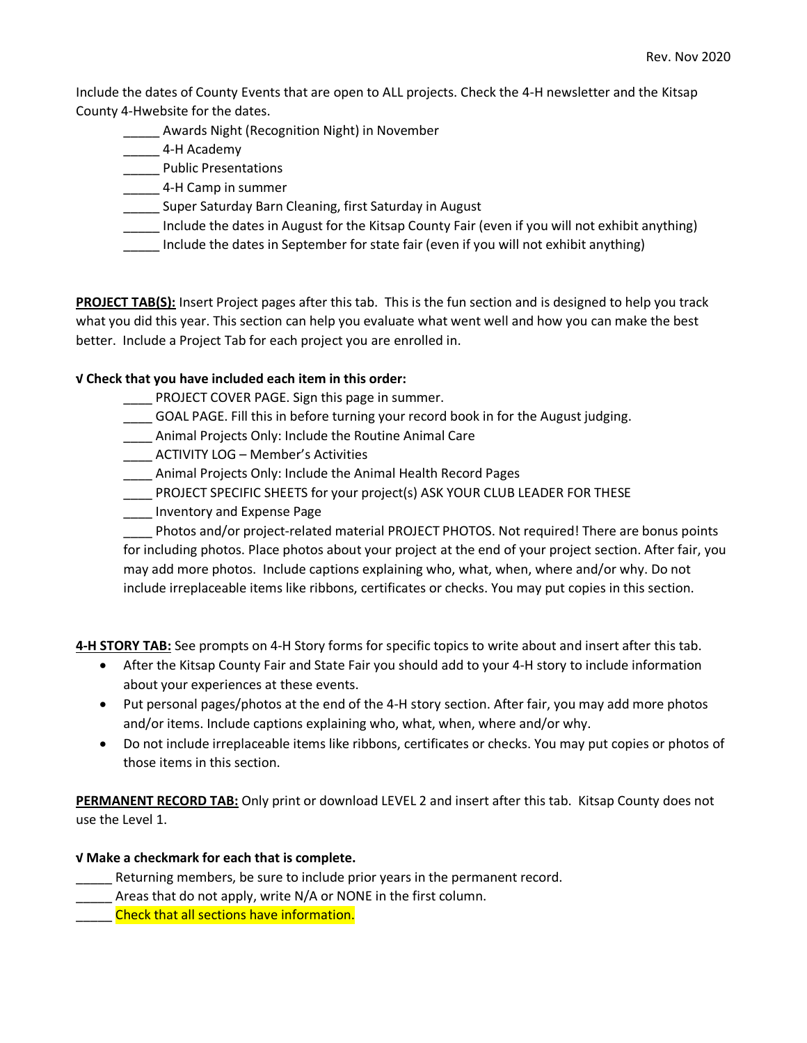Include the dates of County Events that are open to ALL projects. Check the 4-H newsletter and the Kitsap County 4-Hwebsite for the dates.

- _____ Awards Night (Recognition Night) in November
- _____ 4-H Academy
- _____ Public Presentations
- _____ 4-H Camp in summer
- _____ Super Saturday Barn Cleaning, first Saturday in August
- _____ Include the dates in August for the Kitsap County Fair (even if you will not exhibit anything)
- _____ Include the dates in September for state fair (even if you will not exhibit anything)

**PROJECT TAB(S):** Insert Project pages after this tab. This is the fun section and is designed to help you track what you did this year. This section can help you evaluate what went well and how you can make the best better. Include a Project Tab for each project you are enrolled in.

**√ Check that you have included each item in this order:**

- ____ PROJECT COVER PAGE. Sign this page in summer.
- ____ GOAL PAGE. Fill this in before turning your record book in for the August judging.
- ____ Animal Projects Only: Include the Routine Animal Care
- ____ ACTIVITY LOG – Member's Activities
- ____ Animal Projects Only: Include the Animal Health Record Pages
- ____ PROJECT SPECIFIC SHEETS for your project(s) ASK YOUR CLUB LEADER FOR THESE
- ____ Inventory and Expense Page
- ____ Photos and/or project-related material PROJECT PHOTOS. Not required! There are bonus points for including photos. Place photos about your project at the end of your project section. After fair, you may add more photos. Include captions explaining who, what, when, where and/or why. Do not include irreplaceable items like ribbons, certificates or checks. You may put copies in this section.

**4-H STORY TAB:** See prompts on 4-H Story forms for specific topics to write about and insert after this tab.

- After the Kitsap County Fair and State Fair you should add to your 4-H story to include information about your experiences at these events.
- Put personal pages/photos at the end of the 4-H story section. After fair, you may add more photos and/or items. Include captions explaining who, what, when, where and/or why.
- Do not include irreplaceable items like ribbons, certificates or checks. You may put copies or photos of those items in this section.

**PERMANENT RECORD TAB:** Only print or download LEVEL 2 and insert after this tab. Kitsap County does not use the Level 1.

**√ Make a checkmark for each that is complete.**

_____ Returning members, be sure to include prior years in the permanent record.
_____ Areas that do not apply, write N/A or NONE in the first column.
_____ Check that all sections have information.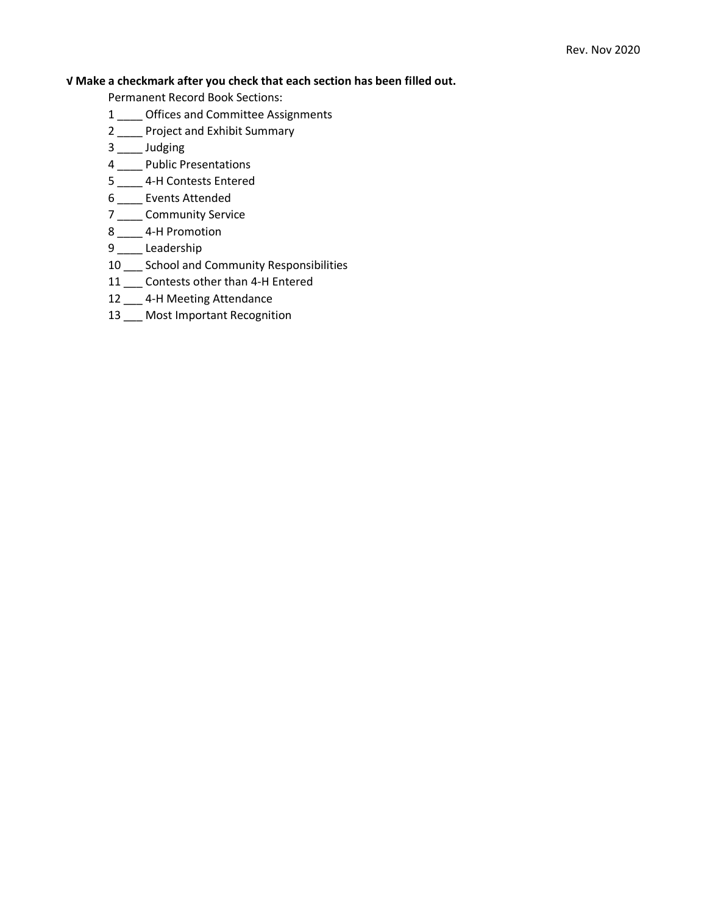**√ Make a checkmark after you check that each section has been filled out.**

Permanent Record Book Sections:

1 ____ Offices and Committee Assignments
2 ____ Project and Exhibit Summary
3 ____ Judging
4 ____ Public Presentations
5 ____ 4-H Contests Entered
6 ____ Events Attended
7 ____ Community Service
8 ____ 4-H Promotion
9 ____ Leadership
10 ___ School and Community Responsibilities
11 ___ Contests other than 4-H Entered
12 ___ 4-H Meeting Attendance
13 ___ Most Important Recognition